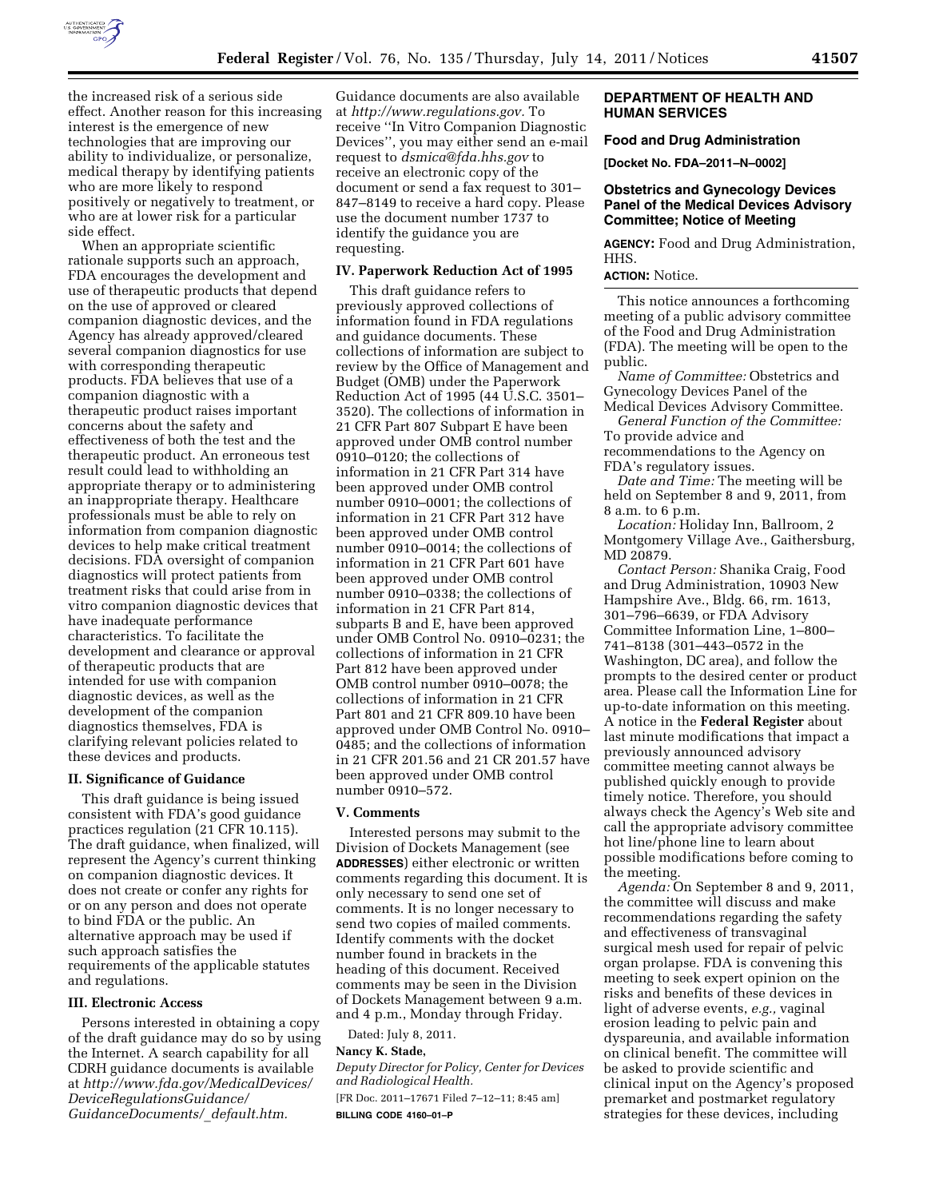the increased risk of a serious side effect. Another reason for this increasing interest is the emergence of new technologies that are improving our ability to individualize, or personalize, medical therapy by identifying patients who are more likely to respond positively or negatively to treatment, or who are at lower risk for a particular side effect.

When an appropriate scientific rationale supports such an approach, FDA encourages the development and use of therapeutic products that depend on the use of approved or cleared companion diagnostic devices, and the Agency has already approved/cleared several companion diagnostics for use with corresponding therapeutic products. FDA believes that use of a companion diagnostic with a therapeutic product raises important concerns about the safety and effectiveness of both the test and the therapeutic product. An erroneous test result could lead to withholding an appropriate therapy or to administering an inappropriate therapy. Healthcare professionals must be able to rely on information from companion diagnostic devices to help make critical treatment decisions. FDA oversight of companion diagnostics will protect patients from treatment risks that could arise from in vitro companion diagnostic devices that have inadequate performance characteristics. To facilitate the development and clearance or approval of therapeutic products that are intended for use with companion diagnostic devices, as well as the development of the companion diagnostics themselves, FDA is clarifying relevant policies related to these devices and products.

## II. Significance of Guidance

This draft guidance is being issued consistent with FDA's good guidance practices regulation (21 CFR 10.115). The draft guidance, when finalized, will represent the Agency's current thinking on companion diagnostic devices. It does not create or confer any rights for or on any person and does not operate to bind FDA or the public. An alternative approach may be used if such approach satisfies the requirements of the applicable statutes and regulations.

## III. Electronic Access

Persons interested in obtaining a copy of the draft guidance may do so by using the Internet. A search capability for all CDRH guidance documents is available at *http://www.fda.gov/MedicalDevices/DeviceRegulationsGuidance/GuidanceDocuments/_default.htm.* Guidance documents are also available at *http://www.regulations.gov.* To receive ''In Vitro Companion Diagnostic Devices'', you may either send an e-mail request to *dsmica@fda.hhs.gov* to receive an electronic copy of the document or send a fax request to 301–847–8149 to receive a hard copy. Please use the document number 1737 to identify the guidance you are requesting.

## IV. Paperwork Reduction Act of 1995

This draft guidance refers to previously approved collections of information found in FDA regulations and guidance documents. These collections of information are subject to review by the Office of Management and Budget (OMB) under the Paperwork Reduction Act of 1995 (44 U.S.C. 3501–3520). The collections of information in 21 CFR Part 807 Subpart E have been approved under OMB control number 0910–0120; the collections of information in 21 CFR Part 314 have been approved under OMB control number 0910–0001; the collections of information in 21 CFR Part 312 have been approved under OMB control number 0910–0014; the collections of information in 21 CFR Part 601 have been approved under OMB control number 0910–0338; the collections of information in 21 CFR Part 814, subparts B and E, have been approved under OMB Control No. 0910–0231; the collections of information in 21 CFR Part 812 have been approved under OMB control number 0910–0078; the collections of information in 21 CFR Part 801 and 21 CFR 809.10 have been approved under OMB Control No. 0910–0485; and the collections of information in 21 CFR 201.56 and 21 CR 201.57 have been approved under OMB control number 0910–572.

## V. Comments

Interested persons may submit to the Division of Dockets Management (see **ADDRESSES**) either electronic or written comments regarding this document. It is only necessary to send one set of comments. It is no longer necessary to send two copies of mailed comments. Identify comments with the docket number found in brackets in the heading of this document. Received comments may be seen in the Division of Dockets Management between 9 a.m. and 4 p.m., Monday through Friday.

Dated: July 8, 2011.

**Nancy K. Stade,**

*Deputy Director for Policy, Center for Devices and Radiological Health.*

[FR Doc. 2011–17671 Filed 7–12–11; 8:45 am]

**BILLING CODE 4160–01–P**

## DEPARTMENT OF HEALTH AND HUMAN SERVICES

### Food and Drug Administration

**[Docket No. FDA–2011–N–0002]**

### Obstetrics and Gynecology Devices Panel of the Medical Devices Advisory Committee; Notice of Meeting

**AGENCY:** Food and Drug Administration, HHS.

**ACTION:** Notice.

This notice announces a forthcoming meeting of a public advisory committee of the Food and Drug Administration (FDA). The meeting will be open to the public.

*Name of Committee:* Obstetrics and Gynecology Devices Panel of the Medical Devices Advisory Committee.

*General Function of the Committee:* To provide advice and recommendations to the Agency on FDA's regulatory issues.

*Date and Time:* The meeting will be held on September 8 and 9, 2011, from 8 a.m. to 6 p.m.

*Location:* Holiday Inn, Ballroom, 2 Montgomery Village Ave., Gaithersburg, MD 20879.

*Contact Person:* Shanika Craig, Food and Drug Administration, 10903 New Hampshire Ave., Bldg. 66, rm. 1613, 301–796–6639, or FDA Advisory Committee Information Line, 1–800–741–8138 (301–443–0572 in the Washington, DC area), and follow the prompts to the desired center or product area. Please call the Information Line for up-to-date information on this meeting. A notice in the **Federal Register** about last minute modifications that impact a previously announced advisory committee meeting cannot always be published quickly enough to provide timely notice. Therefore, you should always check the Agency's Web site and call the appropriate advisory committee hot line/phone line to learn about possible modifications before coming to the meeting.

*Agenda:* On September 8 and 9, 2011, the committee will discuss and make recommendations regarding the safety and effectiveness of transvaginal surgical mesh used for repair of pelvic organ prolapse. FDA is convening this meeting to seek expert opinion on the risks and benefits of these devices in light of adverse events, *e.g.,* vaginal erosion leading to pelvic pain and dyspareunia, and available information on clinical benefit. The committee will be asked to provide scientific and clinical input on the Agency's proposed premarket and postmarket regulatory strategies for these devices, including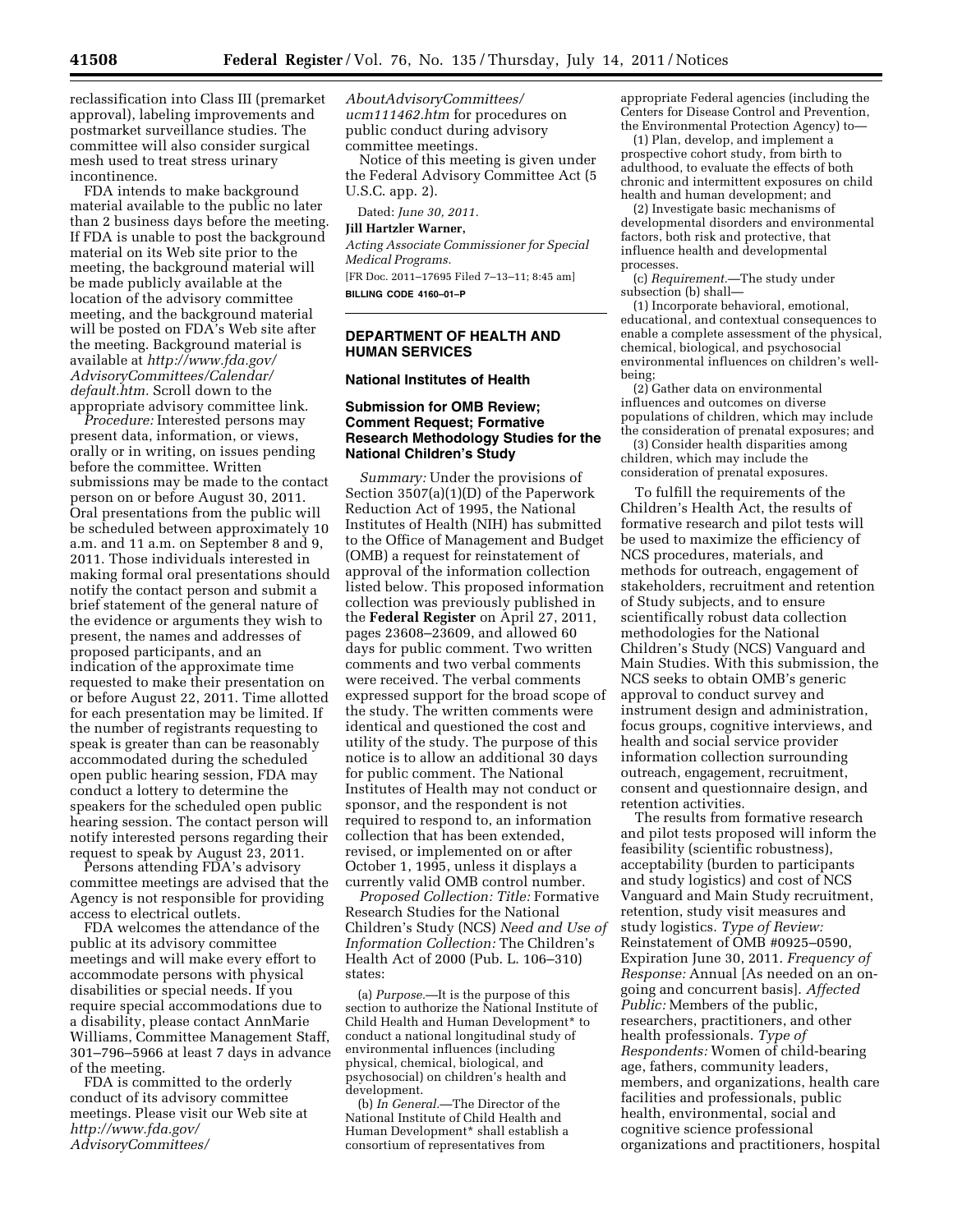reclassification into Class III (premarket approval), labeling improvements and postmarket surveillance studies. The committee will also consider surgical mesh used to treat stress urinary incontinence.

FDA intends to make background material available to the public no later than 2 business days before the meeting. If FDA is unable to post the background material on its Web site prior to the meeting, the background material will be made publicly available at the location of the advisory committee meeting, and the background material will be posted on FDA's Web site after the meeting. Background material is available at *http://www.fda.gov/AdvisoryCommittees/Calendar/default.htm.* Scroll down to the appropriate advisory committee link.

*Procedure:* Interested persons may present data, information, or views, orally or in writing, on issues pending before the committee. Written submissions may be made to the contact person on or before August 30, 2011. Oral presentations from the public will be scheduled between approximately 10 a.m. and 11 a.m. on September 8 and 9, 2011. Those individuals interested in making formal oral presentations should notify the contact person and submit a brief statement of the general nature of the evidence or arguments they wish to present, the names and addresses of proposed participants, and an indication of the approximate time requested to make their presentation on or before August 22, 2011. Time allotted for each presentation may be limited. If the number of registrants requesting to speak is greater than can be reasonably accommodated during the scheduled open public hearing session, FDA may conduct a lottery to determine the speakers for the scheduled open public hearing session. The contact person will notify interested persons regarding their request to speak by August 23, 2011.

Persons attending FDA's advisory committee meetings are advised that the Agency is not responsible for providing access to electrical outlets.

FDA welcomes the attendance of the public at its advisory committee meetings and will make every effort to accommodate persons with physical disabilities or special needs. If you require special accommodations due to a disability, please contact AnnMarie Williams, Committee Management Staff, 301–796–5966 at least 7 days in advance of the meeting.

FDA is committed to the orderly conduct of its advisory committee meetings. Please visit our Web site at *http://www.fda.gov/AdvisoryCommittees/AboutAdvisoryCommittees/ucm111462.htm* for procedures on public conduct during advisory committee meetings.

Notice of this meeting is given under the Federal Advisory Committee Act (5 U.S.C. app. 2).

Dated: *June 30, 2011.*

**Jill Hartzler Warner,**

*Acting Associate Commissioner for Special Medical Programs.*

[FR Doc. 2011–17695 Filed 7–13–11; 8:45 am]

**BILLING CODE 4160–01–P**

---

## DEPARTMENT OF HEALTH AND HUMAN SERVICES

### National Institutes of Health

### Submission for OMB Review; Comment Request; Formative Research Methodology Studies for the National Children's Study

*Summary:* Under the provisions of Section 3507(a)(1)(D) of the Paperwork Reduction Act of 1995, the National Institutes of Health (NIH) has submitted to the Office of Management and Budget (OMB) a request for reinstatement of approval of the information collection listed below. This proposed information collection was previously published in the **Federal Register** on April 27, 2011, pages 23608–23609, and allowed 60 days for public comment. Two written comments and two verbal comments were received. The verbal comments expressed support for the broad scope of the study. The written comments were identical and questioned the cost and utility of the study. The purpose of this notice is to allow an additional 30 days for public comment. The National Institutes of Health may not conduct or sponsor, and the respondent is not required to respond to, an information collection that has been extended, revised, or implemented on or after October 1, 1995, unless it displays a currently valid OMB control number.

*Proposed Collection: Title:* Formative Research Studies for the National Children's Study (NCS) *Need and Use of Information Collection:* The Children's Health Act of 2000 (Pub. L. 106–310) states:

(a) *Purpose.*—It is the purpose of this section to authorize the National Institute of Child Health and Human Development* to conduct a national longitudinal study of environmental influences (including physical, chemical, biological, and psychosocial) on children's health and development.

(b) *In General.*—The Director of the National Institute of Child Health and Human Development* shall establish a consortium of representatives from appropriate Federal agencies (including the Centers for Disease Control and Prevention, the Environmental Protection Agency) to—

(1) Plan, develop, and implement a prospective cohort study, from birth to adulthood, to evaluate the effects of both chronic and intermittent exposures on child health and human development; and

(2) Investigate basic mechanisms of developmental disorders and environmental factors, both risk and protective, that influence health and developmental processes.

(c) *Requirement.*—The study under subsection (b) shall—

(1) Incorporate behavioral, emotional, educational, and contextual consequences to enable a complete assessment of the physical, chemical, biological, and psychosocial environmental influences on children's well-being;

(2) Gather data on environmental influences and outcomes on diverse populations of children, which may include the consideration of prenatal exposures; and

(3) Consider health disparities among children, which may include the consideration of prenatal exposures.

To fulfill the requirements of the Children's Health Act, the results of formative research and pilot tests will be used to maximize the efficiency of NCS procedures, materials, and methods for outreach, engagement of stakeholders, recruitment and retention of Study subjects, and to ensure scientifically robust data collection methodologies for the National Children's Study (NCS) Vanguard and Main Studies. With this submission, the NCS seeks to obtain OMB's generic approval to conduct survey and instrument design and administration, focus groups, cognitive interviews, and health and social service provider information collection surrounding outreach, engagement, recruitment, consent and questionnaire design, and retention activities.

The results from formative research and pilot tests proposed will inform the feasibility (scientific robustness), acceptability (burden to participants and study logistics) and cost of NCS Vanguard and Main Study recruitment, retention, study visit measures and study logistics. *Type of Review:* Reinstatement of OMB #0925–0590, Expiration June 30, 2011. *Frequency of Response:* Annual [As needed on an on-going and concurrent basis]. *Affected Public:* Members of the public, researchers, practitioners, and other health professionals. *Type of Respondents:* Women of child-bearing age, fathers, community leaders, members, and organizations, health care facilities and professionals, public health, environmental, social and cognitive science professional organizations and practitioners, hospital